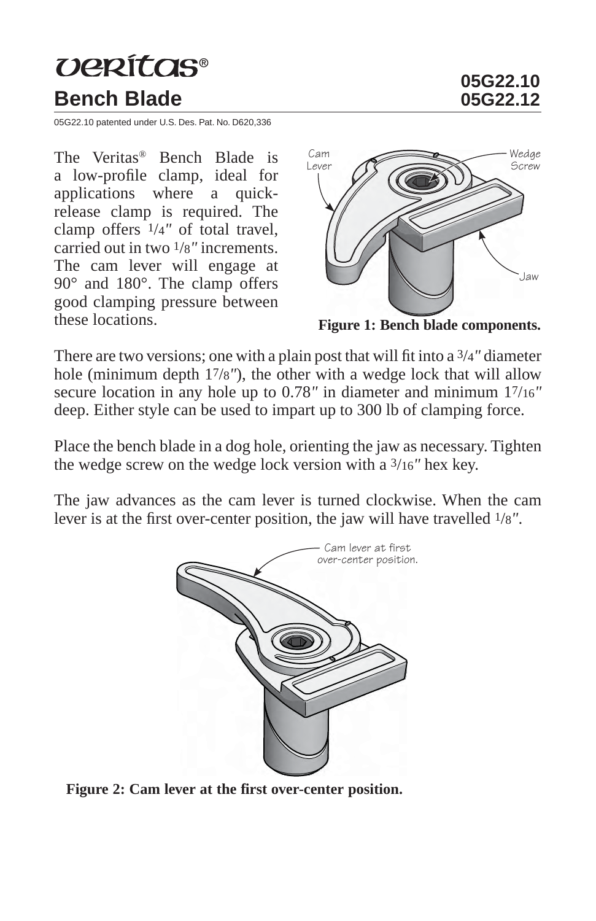# veritas®

## Bench Blade

05G22.10
05G22.12

05G22.10 patented under U.S. Des. Pat. No. D620,336

The Veritas® Bench Blade is a low-profile clamp, ideal for applications where a quick-release clamp is required. The clamp offers 1/4″ of total travel, carried out in two 1/8″ increments. The cam lever will engage at 90° and 180°. The clamp offers good clamping pressure between these locations.

**Figure 1: Bench blade components.**

There are two versions; one with a plain post that will fit into a 3/4″ diameter hole (minimum depth 1 7/8″), the other with a wedge lock that will allow secure location in any hole up to 0.78″ in diameter and minimum 1 7/16″ deep. Either style can be used to impart up to 300 lb of clamping force.

Place the bench blade in a dog hole, orienting the jaw as necessary. Tighten the wedge screw on the wedge lock version with a 3/16″ hex key.

The jaw advances as the cam lever is turned clockwise. When the cam lever is at the first over-center position, the jaw will have travelled 1/8″.

**Figure 2: Cam lever at the first over-center position.**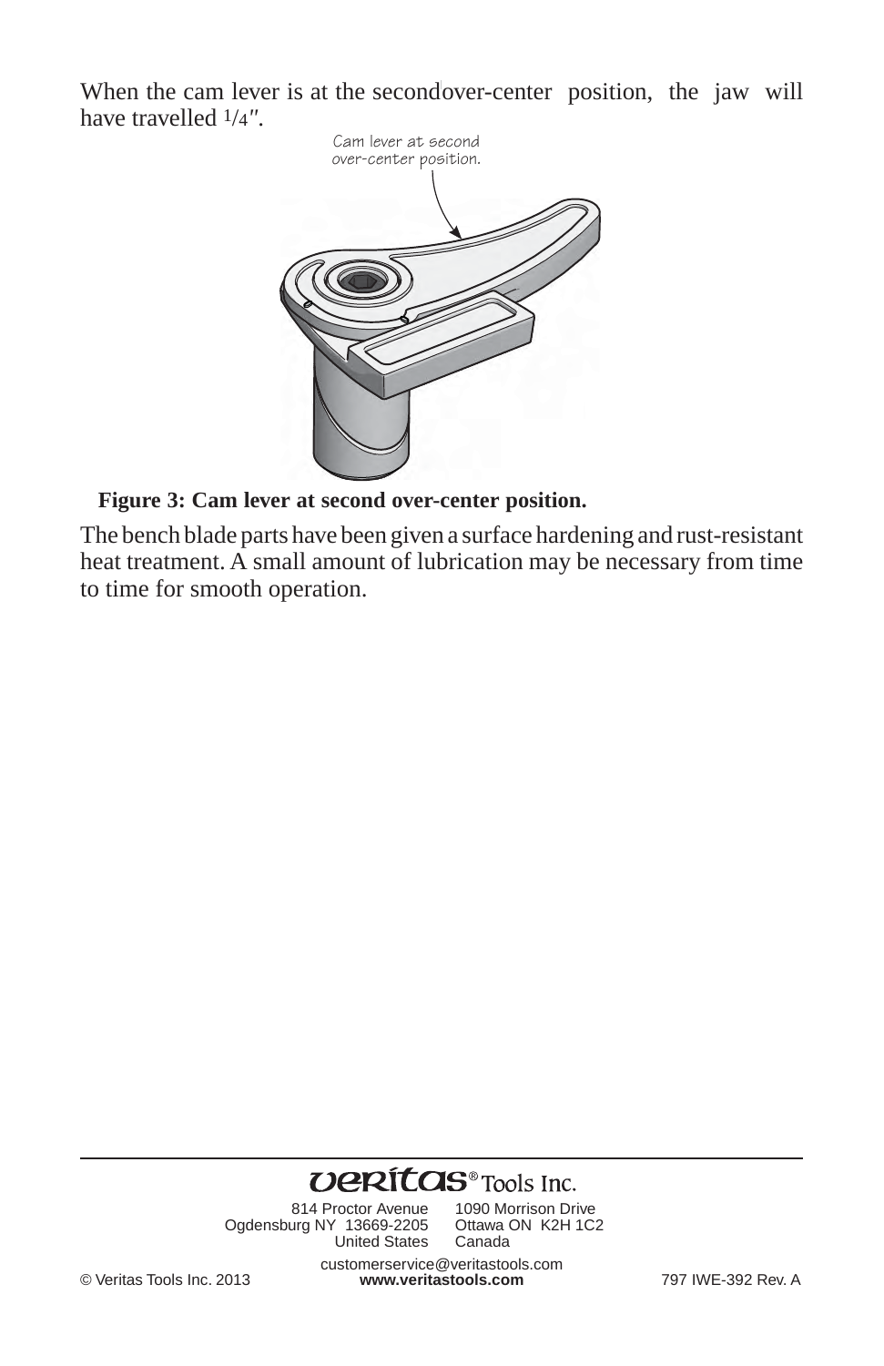When the cam lever is at the second over-center position, the jaw will have travelled 1/4″.

Cam lever at second over-center position.

**Figure 3: Cam lever at second over-center position.**

The bench blade parts have been given a surface hardening and rust-resistant heat treatment. A small amount of lubrication may be necessary from time to time for smooth operation.

---

veritas® Tools Inc.

814 Proctor Avenue
Ogdensburg NY 13669-2205
United States

1090 Morrison Drive
Ottawa ON K2H 1C2
Canada

customerservice@veritastools.com
**www.veritastools.com**

© Veritas Tools Inc. 2013

797 IWE-392 Rev. A